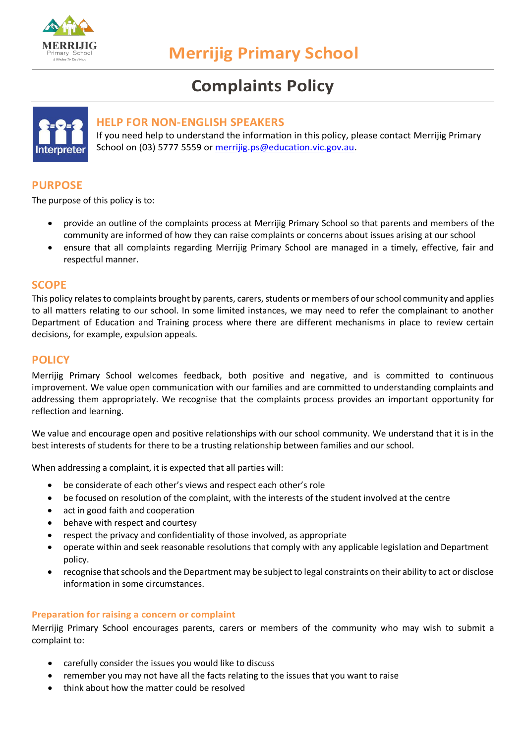# Merrijig Primary School

## Complaints Policy

### HELP FOR NON-ENGLISH SPEAKERS

If you need help to understand the information in this policy, please contact Merrijig Primary School on (03) 5777 5559 or merrijig.ps@education.vic.gov.au.

## PURPOSE

The purpose of this policy is to:

- provide an outline of the complaints process at Merrijig Primary School so that parents and members of the community are informed of how they can raise complaints or concerns about issues arising at our school
- ensure that all complaints regarding Merrijig Primary School are managed in a timely, effective, fair and respectful manner.

## SCOPE

This policy relates to complaints brought by parents, carers, students or members of our school community and applies to all matters relating to our school. In some limited instances, we may need to refer the complainant to another Department of Education and Training process where there are different mechanisms in place to review certain decisions, for example, expulsion appeals.

## POLICY

Merrijig Primary School welcomes feedback, both positive and negative, and is committed to continuous improvement. We value open communication with our families and are committed to understanding complaints and addressing them appropriately. We recognise that the complaints process provides an important opportunity for reflection and learning.

We value and encourage open and positive relationships with our school community. We understand that it is in the best interests of students for there to be a trusting relationship between families and our school.

When addressing a complaint, it is expected that all parties will:

- be considerate of each other's views and respect each other's role
- be focused on resolution of the complaint, with the interests of the student involved at the centre
- act in good faith and cooperation
- behave with respect and courtesy
- respect the privacy and confidentiality of those involved, as appropriate
- operate within and seek reasonable resolutions that comply with any applicable legislation and Department policy.
- recognise that schools and the Department may be subject to legal constraints on their ability to act or disclose information in some circumstances.

### Preparation for raising a concern or complaint

Merrijig Primary School encourages parents, carers or members of the community who may wish to submit a complaint to:

- carefully consider the issues you would like to discuss
- remember you may not have all the facts relating to the issues that you want to raise
- think about how the matter could be resolved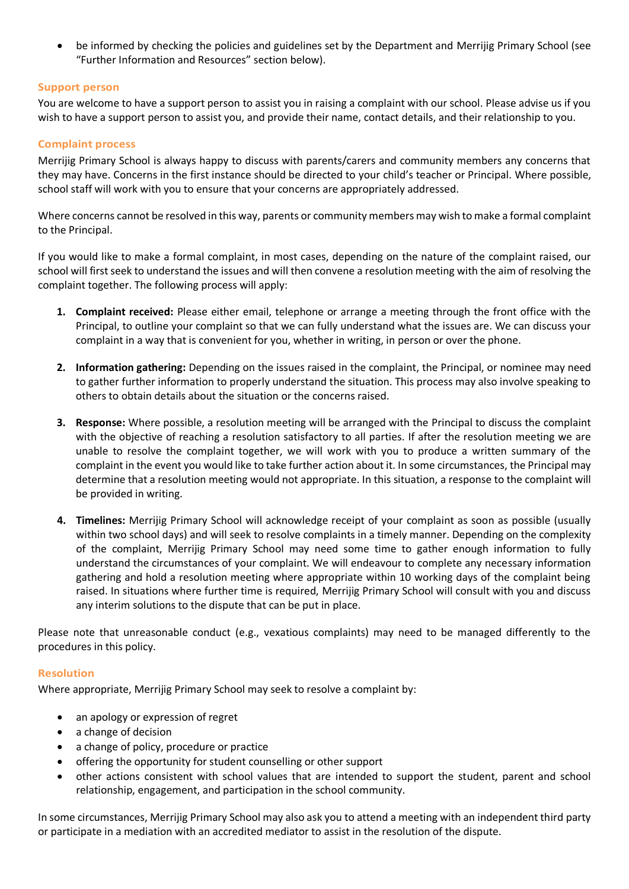- be informed by checking the policies and guidelines set by the Department and Merrijig Primary School (see "Further Information and Resources" section below).

## Support person

You are welcome to have a support person to assist you in raising a complaint with our school. Please advise us if you wish to have a support person to assist you, and provide their name, contact details, and their relationship to you.

## Complaint process

Merrijig Primary School is always happy to discuss with parents/carers and community members any concerns that they may have. Concerns in the first instance should be directed to your child's teacher or Principal. Where possible, school staff will work with you to ensure that your concerns are appropriately addressed.

Where concerns cannot be resolved in this way, parents or community members may wish to make a formal complaint to the Principal.

If you would like to make a formal complaint, in most cases, depending on the nature of the complaint raised, our school will first seek to understand the issues and will then convene a resolution meeting with the aim of resolving the complaint together. The following process will apply:

1. **Complaint received:** Please either email, telephone or arrange a meeting through the front office with the Principal, to outline your complaint so that we can fully understand what the issues are. We can discuss your complaint in a way that is convenient for you, whether in writing, in person or over the phone.

2. **Information gathering:** Depending on the issues raised in the complaint, the Principal, or nominee may need to gather further information to properly understand the situation. This process may also involve speaking to others to obtain details about the situation or the concerns raised.

3. **Response:** Where possible, a resolution meeting will be arranged with the Principal to discuss the complaint with the objective of reaching a resolution satisfactory to all parties. If after the resolution meeting we are unable to resolve the complaint together, we will work with you to produce a written summary of the complaint in the event you would like to take further action about it. In some circumstances, the Principal may determine that a resolution meeting would not appropriate. In this situation, a response to the complaint will be provided in writing.

4. **Timelines:** Merrijig Primary School will acknowledge receipt of your complaint as soon as possible (usually within two school days) and will seek to resolve complaints in a timely manner. Depending on the complexity of the complaint, Merrijig Primary School may need some time to gather enough information to fully understand the circumstances of your complaint. We will endeavour to complete any necessary information gathering and hold a resolution meeting where appropriate within 10 working days of the complaint being raised. In situations where further time is required, Merrijig Primary School will consult with you and discuss any interim solutions to the dispute that can be put in place.

Please note that unreasonable conduct (e.g., vexatious complaints) may need to be managed differently to the procedures in this policy.

## Resolution

Where appropriate, Merrijig Primary School may seek to resolve a complaint by:

- an apology or expression of regret
- a change of decision
- a change of policy, procedure or practice
- offering the opportunity for student counselling or other support
- other actions consistent with school values that are intended to support the student, parent and school relationship, engagement, and participation in the school community.

In some circumstances, Merrijig Primary School may also ask you to attend a meeting with an independent third party or participate in a mediation with an accredited mediator to assist in the resolution of the dispute.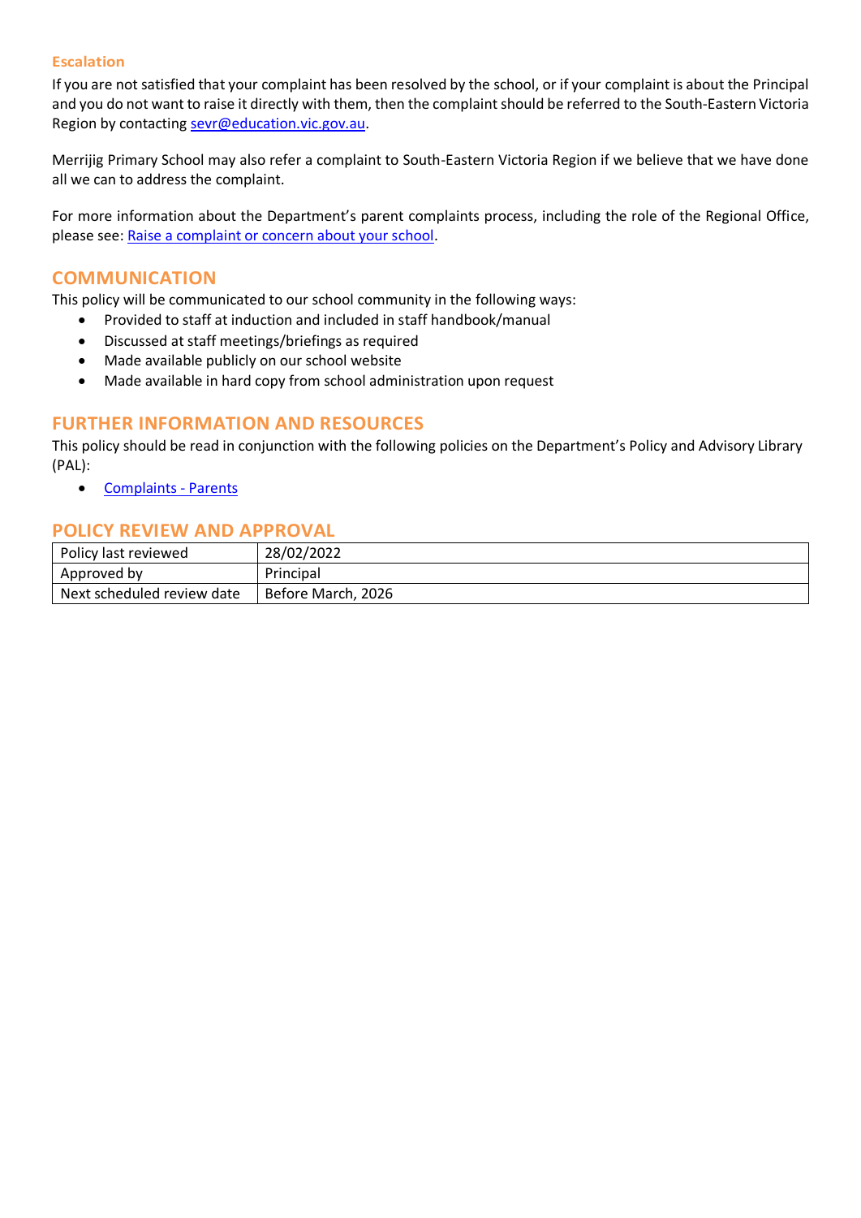### Escalation

If you are not satisfied that your complaint has been resolved by the school, or if your complaint is about the Principal and you do not want to raise it directly with them, then the complaint should be referred to the South-Eastern Victoria Region by contacting [sevr@education.vic.gov.au](mailto:sevr@education.vic.gov.au).

Merrijig Primary School may also refer a complaint to South-Eastern Victoria Region if we believe that we have done all we can to address the complaint.

For more information about the Department's parent complaints process, including the role of the Regional Office, please see: [Raise a complaint or concern about your school](#).

## COMMUNICATION

This policy will be communicated to our school community in the following ways:

- Provided to staff at induction and included in staff handbook/manual
- Discussed at staff meetings/briefings as required
- Made available publicly on our school website
- Made available in hard copy from school administration upon request

## FURTHER INFORMATION AND RESOURCES

This policy should be read in conjunction with the following policies on the Department's Policy and Advisory Library (PAL):

- [Complaints - Parents](#)

## POLICY REVIEW AND APPROVAL

| | |
|---|---|
| Policy last reviewed | 28/02/2022 |
| Approved by | Principal |
| Next scheduled review date | Before March, 2026 |